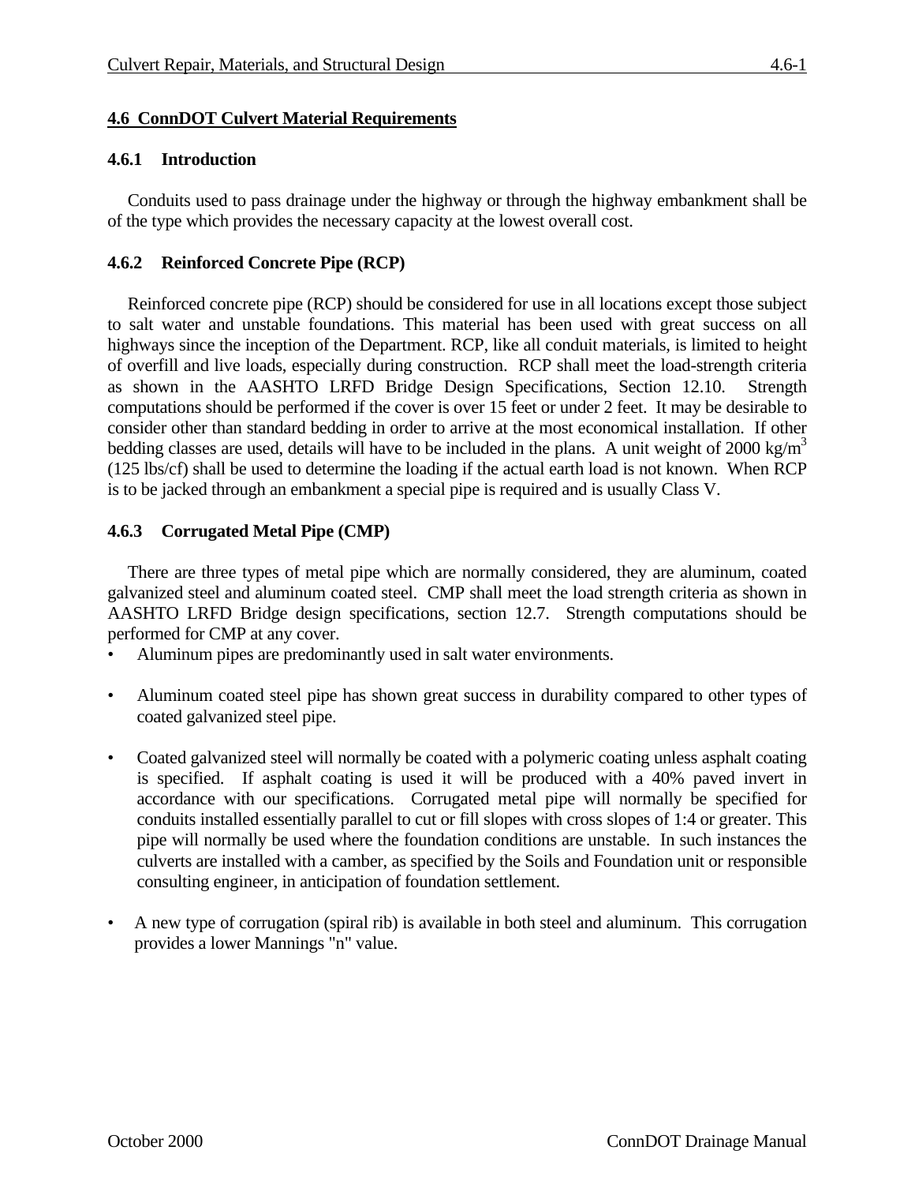## 4.6 ConnDOT Culvert Material Requirements

### 4.6.1 Introduction

Conduits used to pass drainage under the highway or through the highway embankment shall be of the type which provides the necessary capacity at the lowest overall cost.

### 4.6.2 Reinforced Concrete Pipe (RCP)

Reinforced concrete pipe (RCP) should be considered for use in all locations except those subject to salt water and unstable foundations. This material has been used with great success on all highways since the inception of the Department. RCP, like all conduit materials, is limited to height of overfill and live loads, especially during construction. RCP shall meet the load-strength criteria as shown in the AASHTO LRFD Bridge Design Specifications, Section 12.10. Strength computations should be performed if the cover is over 15 feet or under 2 feet. It may be desirable to consider other than standard bedding in order to arrive at the most economical installation. If other bedding classes are used, details will have to be included in the plans. A unit weight of 2000 $kg/m^3$ (125 lbs/cf) shall be used to determine the loading if the actual earth load is not known. When RCP is to be jacked through an embankment a special pipe is required and is usually Class V.

### 4.6.3 Corrugated Metal Pipe (CMP)

There are three types of metal pipe which are normally considered, they are aluminum, coated galvanized steel and aluminum coated steel. CMP shall meet the load strength criteria as shown in AASHTO LRFD Bridge design specifications, section 12.7. Strength computations should be performed for CMP at any cover.

- Aluminum pipes are predominantly used in salt water environments.
- Aluminum coated steel pipe has shown great success in durability compared to other types of coated galvanized steel pipe.
- Coated galvanized steel will normally be coated with a polymeric coating unless asphalt coating is specified. If asphalt coating is used it will be produced with a 40% paved invert in accordance with our specifications. Corrugated metal pipe will normally be specified for conduits installed essentially parallel to cut or fill slopes with cross slopes of 1:4 or greater. This pipe will normally be used where the foundation conditions are unstable. In such instances the culverts are installed with a camber, as specified by the Soils and Foundation unit or responsible consulting engineer, in anticipation of foundation settlement.
- A new type of corrugation (spiral rib) is available in both steel and aluminum. This corrugation provides a lower Mannings "n" value.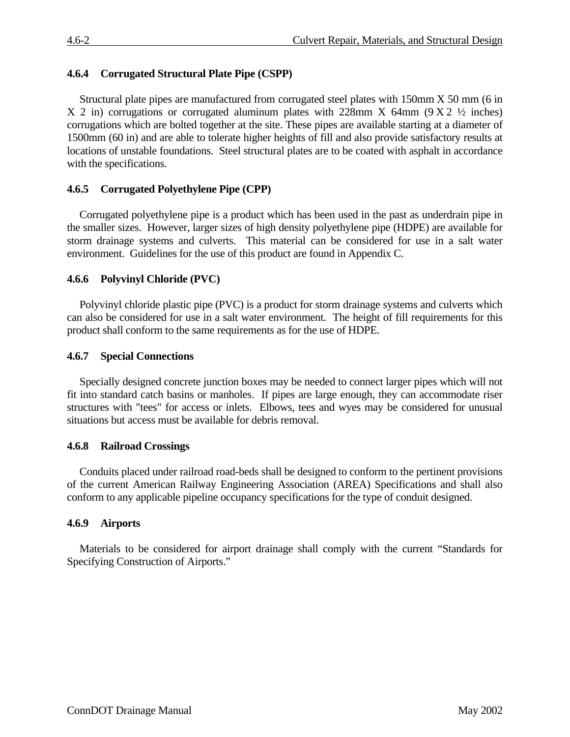### 4.6.4 Corrugated Structural Plate Pipe (CSPP)

Structural plate pipes are manufactured from corrugated steel plates with 150mm X 50 mm (6 in X 2 in) corrugations or corrugated aluminum plates with 228mm X 64mm (9 X 2 ½ inches) corrugations which are bolted together at the site. These pipes are available starting at a diameter of 1500mm (60 in) and are able to tolerate higher heights of fill and also provide satisfactory results at locations of unstable foundations. Steel structural plates are to be coated with asphalt in accordance with the specifications.

### 4.6.5 Corrugated Polyethylene Pipe (CPP)

Corrugated polyethylene pipe is a product which has been used in the past as underdrain pipe in the smaller sizes. However, larger sizes of high density polyethylene pipe (HDPE) are available for storm drainage systems and culverts. This material can be considered for use in a salt water environment. Guidelines for the use of this product are found in Appendix C.

### 4.6.6 Polyvinyl Chloride (PVC)

Polyvinyl chloride plastic pipe (PVC) is a product for storm drainage systems and culverts which can also be considered for use in a salt water environment. The height of fill requirements for this product shall conform to the same requirements as for the use of HDPE.

### 4.6.7 Special Connections

Specially designed concrete junction boxes may be needed to connect larger pipes which will not fit into standard catch basins or manholes. If pipes are large enough, they can accommodate riser structures with "tees" for access or inlets. Elbows, tees and wyes may be considered for unusual situations but access must be available for debris removal.

### 4.6.8 Railroad Crossings

Conduits placed under railroad road-beds shall be designed to conform to the pertinent provisions of the current American Railway Engineering Association (AREA) Specifications and shall also conform to any applicable pipeline occupancy specifications for the type of conduit designed.

### 4.6.9 Airports

Materials to be considered for airport drainage shall comply with the current "Standards for Specifying Construction of Airports."